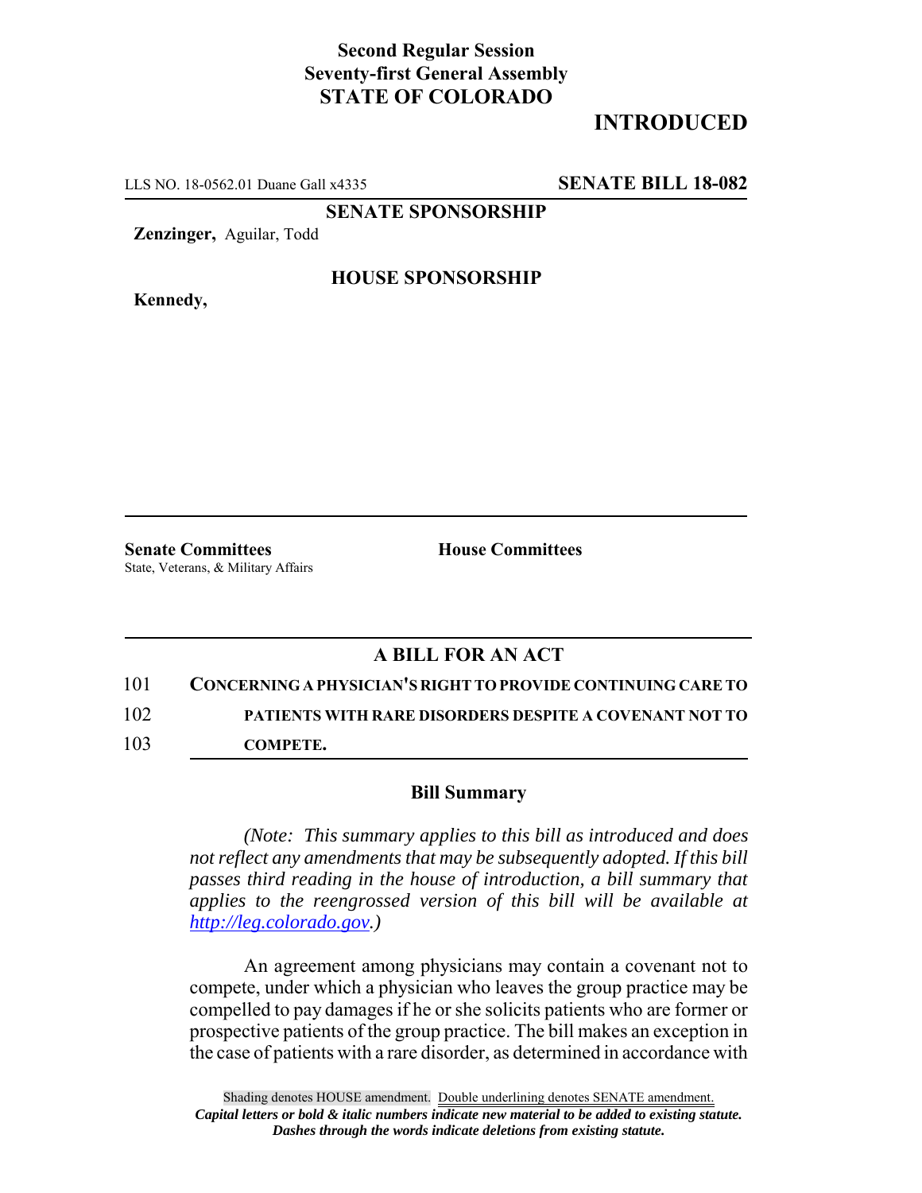**Second Regular Session**
**Seventy-first General Assembly**
**STATE OF COLORADO**

# INTRODUCED

LLS NO. 18-0562.01 Duane Gall x4335 **SENATE BILL 18-082**

**SENATE SPONSORSHIP**

**Zenzinger,** Aguilar, Todd

**HOUSE SPONSORSHIP**

**Kennedy,**

**Senate Committees**
State, Veterans, & Military Affairs

**House Committees**

## A BILL FOR AN ACT

101 **CONCERNING A PHYSICIAN'S RIGHT TO PROVIDE CONTINUING CARE TO**
102 **PATIENTS WITH RARE DISORDERS DESPITE A COVENANT NOT TO**
103 **COMPETE.**

### Bill Summary

*(Note: This summary applies to this bill as introduced and does not reflect any amendments that may be subsequently adopted. If this bill passes third reading in the house of introduction, a bill summary that applies to the reengrossed version of this bill will be available at http://leg.colorado.gov.)*

An agreement among physicians may contain a covenant not to compete, under which a physician who leaves the group practice may be compelled to pay damages if he or she solicits patients who are former or prospective patients of the group practice. The bill makes an exception in the case of patients with a rare disorder, as determined in accordance with

Shading denotes HOUSE amendment. Double underlining denotes SENATE amendment.
***Capital letters or bold & italic numbers indicate new material to be added to existing statute.***
***Dashes through the words indicate deletions from existing statute.***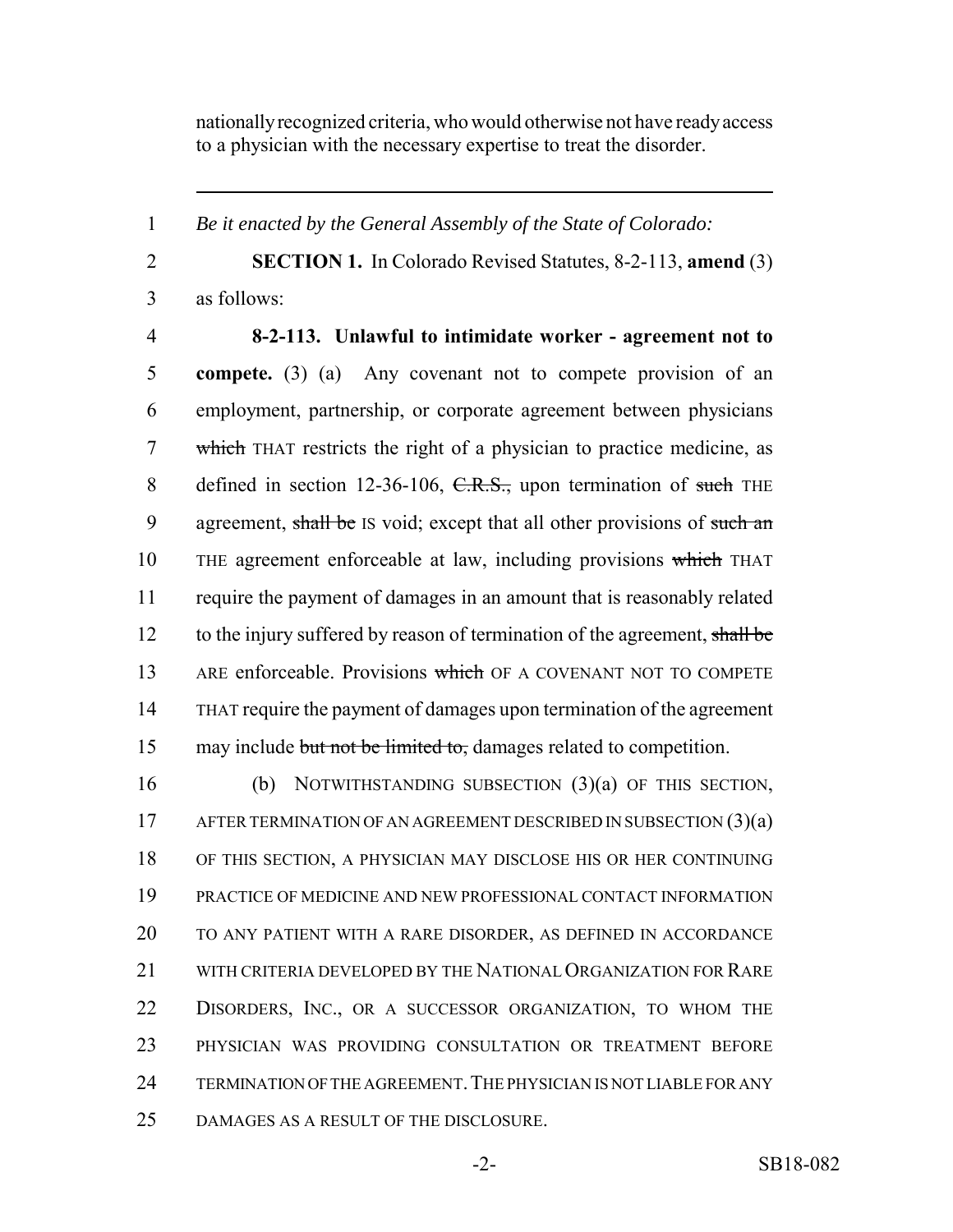nationally recognized criteria, who would otherwise not have ready access to a physician with the necessary expertise to treat the disorder.

---

*Be it enacted by the General Assembly of the State of Colorado:*

**SECTION 1.** In Colorado Revised Statutes, 8-2-113, **amend** (3) as follows:

**8-2-113. Unlawful to intimidate worker - agreement not to compete.** (3) (a) Any covenant not to compete provision of an employment, partnership, or corporate agreement between physicians ~~which~~ THAT restricts the right of a physician to practice medicine, as defined in section 12-36-106, ~~C.R.S.,~~ upon termination of ~~such~~ THE agreement, ~~shall be~~ IS void; except that all other provisions of ~~such an~~ THE agreement enforceable at law, including provisions ~~which~~ THAT require the payment of damages in an amount that is reasonably related to the injury suffered by reason of termination of the agreement, ~~shall be~~ ARE enforceable. Provisions ~~which~~ OF A COVENANT NOT TO COMPETE THAT require the payment of damages upon termination of the agreement may include ~~but not be limited to,~~ damages related to competition.

(b) NOTWITHSTANDING SUBSECTION (3)(a) OF THIS SECTION, AFTER TERMINATION OF AN AGREEMENT DESCRIBED IN SUBSECTION (3)(a) OF THIS SECTION, A PHYSICIAN MAY DISCLOSE HIS OR HER CONTINUING PRACTICE OF MEDICINE AND NEW PROFESSIONAL CONTACT INFORMATION TO ANY PATIENT WITH A RARE DISORDER, AS DEFINED IN ACCORDANCE WITH CRITERIA DEVELOPED BY THE NATIONAL ORGANIZATION FOR RARE DISORDERS, INC., OR A SUCCESSOR ORGANIZATION, TO WHOM THE PHYSICIAN WAS PROVIDING CONSULTATION OR TREATMENT BEFORE TERMINATION OF THE AGREEMENT. THE PHYSICIAN IS NOT LIABLE FOR ANY DAMAGES AS A RESULT OF THE DISCLOSURE.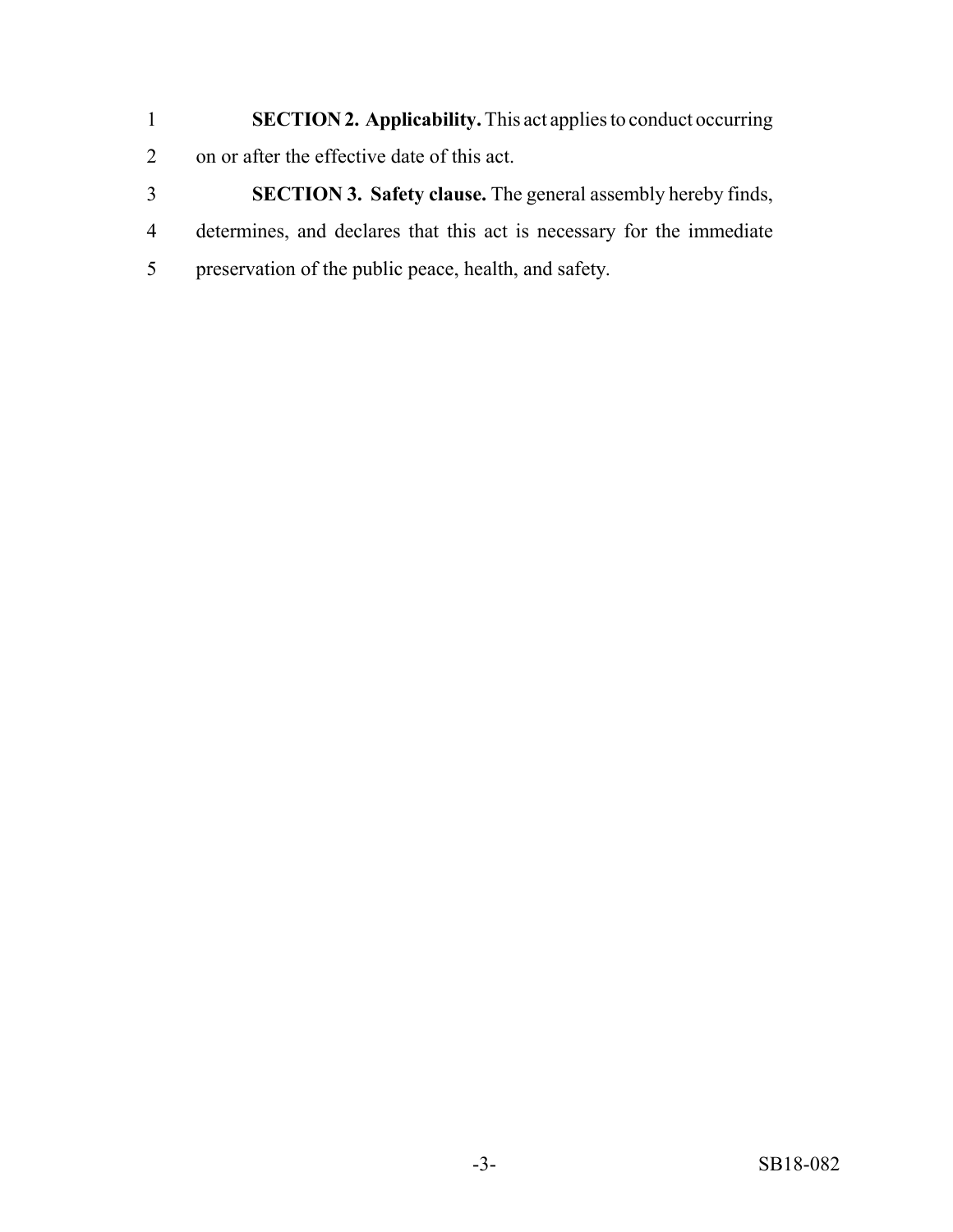**SECTION 2. Applicability.** This act applies to conduct occurring on or after the effective date of this act.

**SECTION 3. Safety clause.** The general assembly hereby finds, determines, and declares that this act is necessary for the immediate preservation of the public peace, health, and safety.